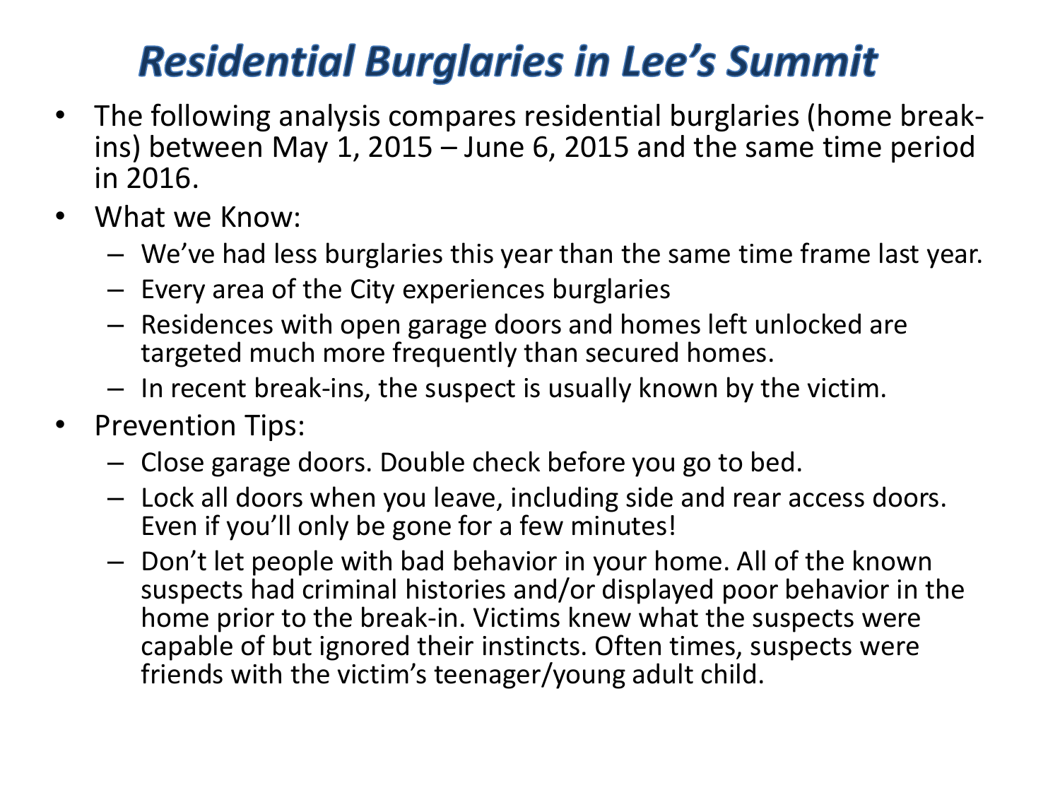# *Residential Burglaries in Lee's Summit*

- The following analysis compares residential burglaries (home break-ins) between May 1, 2015 – June 6, 2015 and the same time period in 2016.
- What we Know:
  - We've had less burglaries this year than the same time frame last year.
  - Every area of the City experiences burglaries
  - Residences with open garage doors and homes left unlocked are targeted much more frequently than secured homes.
  - In recent break-ins, the suspect is usually known by the victim.
- Prevention Tips:
  - Close garage doors. Double check before you go to bed.
  - Lock all doors when you leave, including side and rear access doors. Even if you'll only be gone for a few minutes!
  - Don't let people with bad behavior in your home. All of the known suspects had criminal histories and/or displayed poor behavior in the home prior to the break-in. Victims knew what the suspects were capable of but ignored their instincts. Often times, suspects were friends with the victim's teenager/young adult child.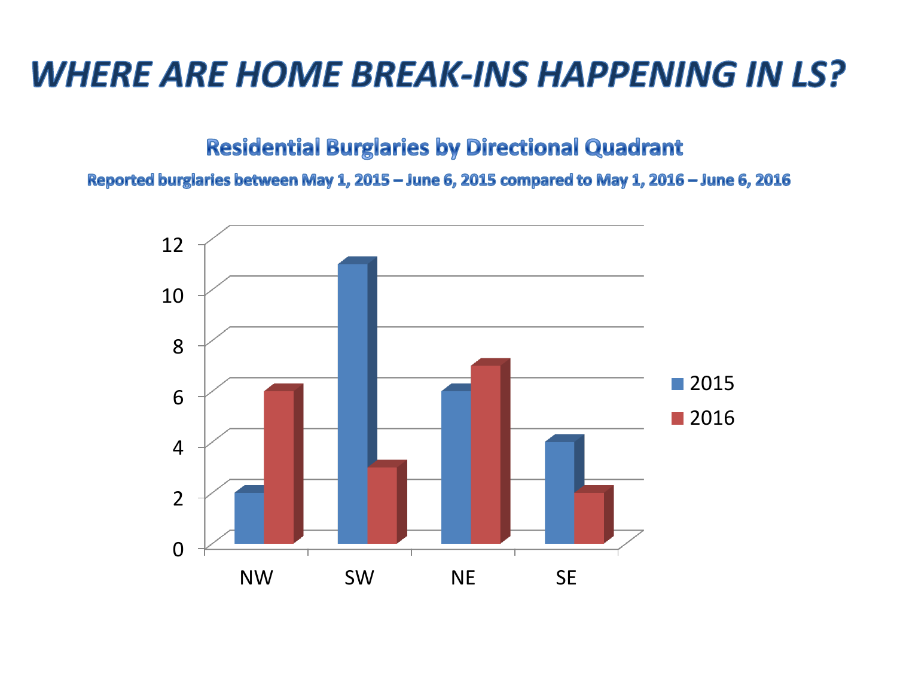# WHERE ARE HOME BREAK-INS HAPPENING IN LS?

## Residential Burglaries by Directional Quadrant

**Reported burglaries between May 1, 2015 – June 6, 2015 compared to May 1, 2016 – June 6, 2016**

| Quadrant | 2015 | 2016 |
| --- | --- | --- |
| NW | 2 | 6 |
| SW | 11 | 3 |
| NE | 6 | 7 |
| SE | 4 | 2 |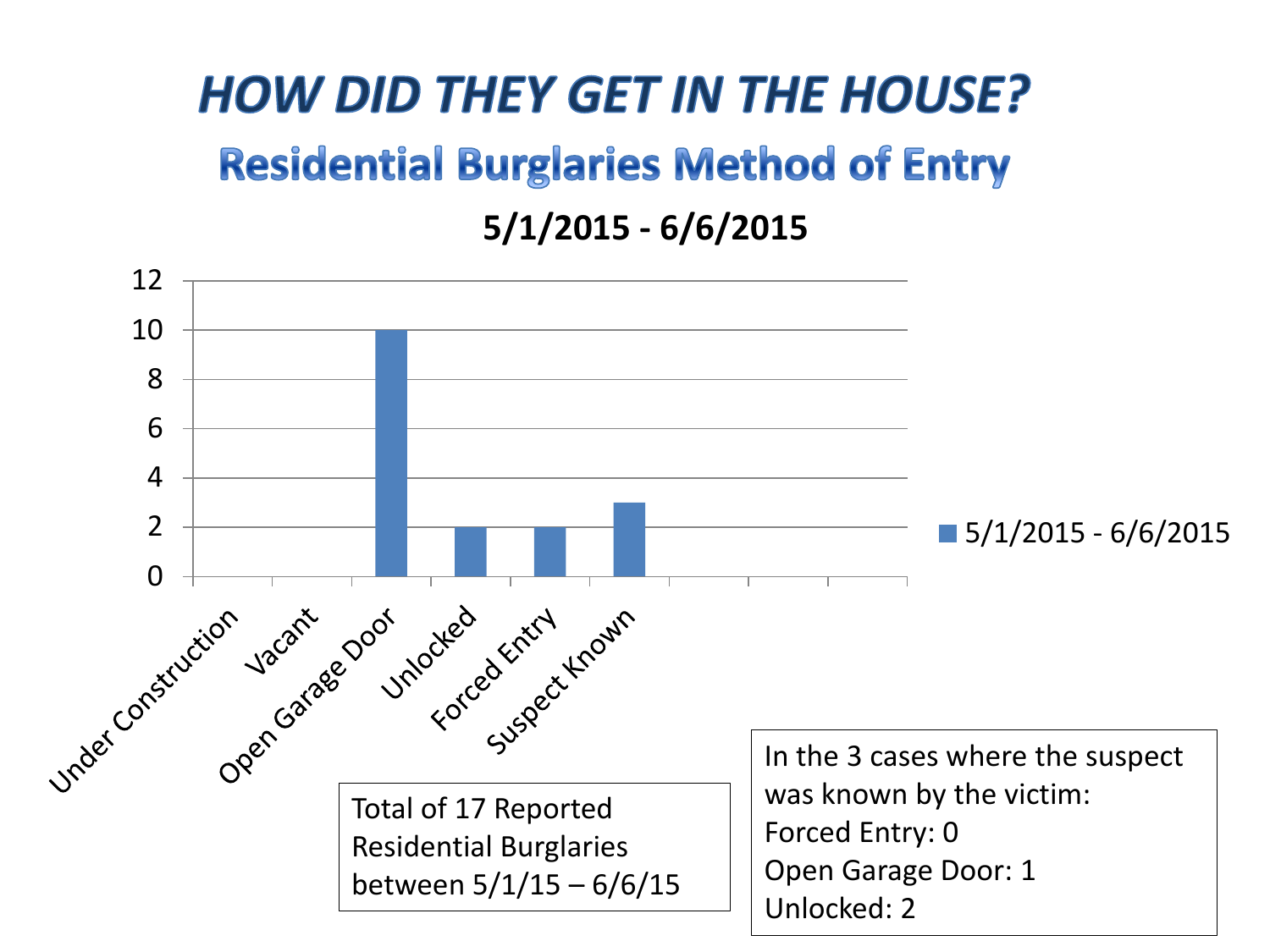# *HOW DID THEY GET IN THE HOUSE?*

## Residential Burglaries Method of Entry

**5/1/2015 - 6/6/2015**

| Method of Entry | 5/1/2015 - 6/6/2015 |
| --- | --- |
| Under Construction | 0 |
| Vacant | 0 |
| Open Garage Door | 10 |
| Unlocked | 2 |
| Forced Entry | 2 |
| Suspect Known | 3 |

Total of 17 Reported Residential Burglaries between 5/1/15 – 6/6/15

In the 3 cases where the suspect was known by the victim:
Forced Entry: 0
Open Garage Door: 1
Unlocked: 2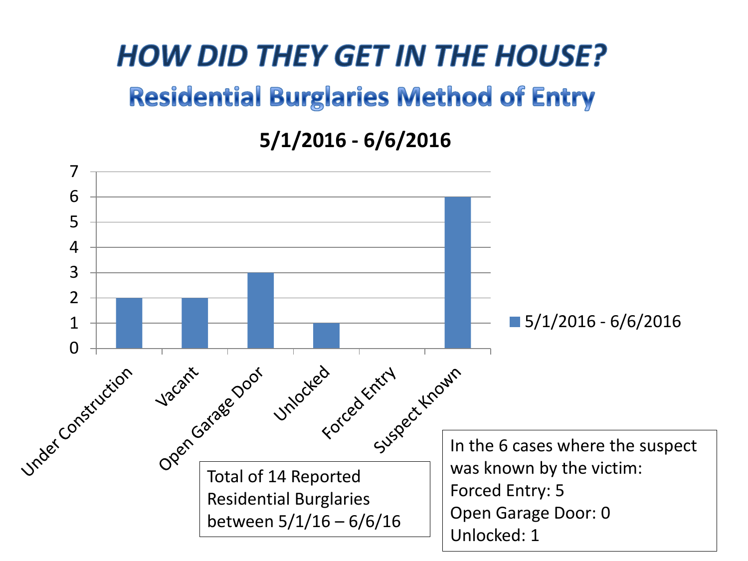# *HOW DID THEY GET IN THE HOUSE?*

## Residential Burglaries Method of Entry

**5/1/2016 - 6/6/2016**

7
6
5
4
3
2
1
0

Under Construction
Vacant
Open Garage Door
Unlocked
Forced Entry
Suspect Known

5/1/2016 - 6/6/2016

Total of 14 Reported Residential Burglaries between 5/1/16 – 6/6/16

In the 6 cases where the suspect was known by the victim:
Forced Entry: 5
Open Garage Door: 0
Unlocked: 1